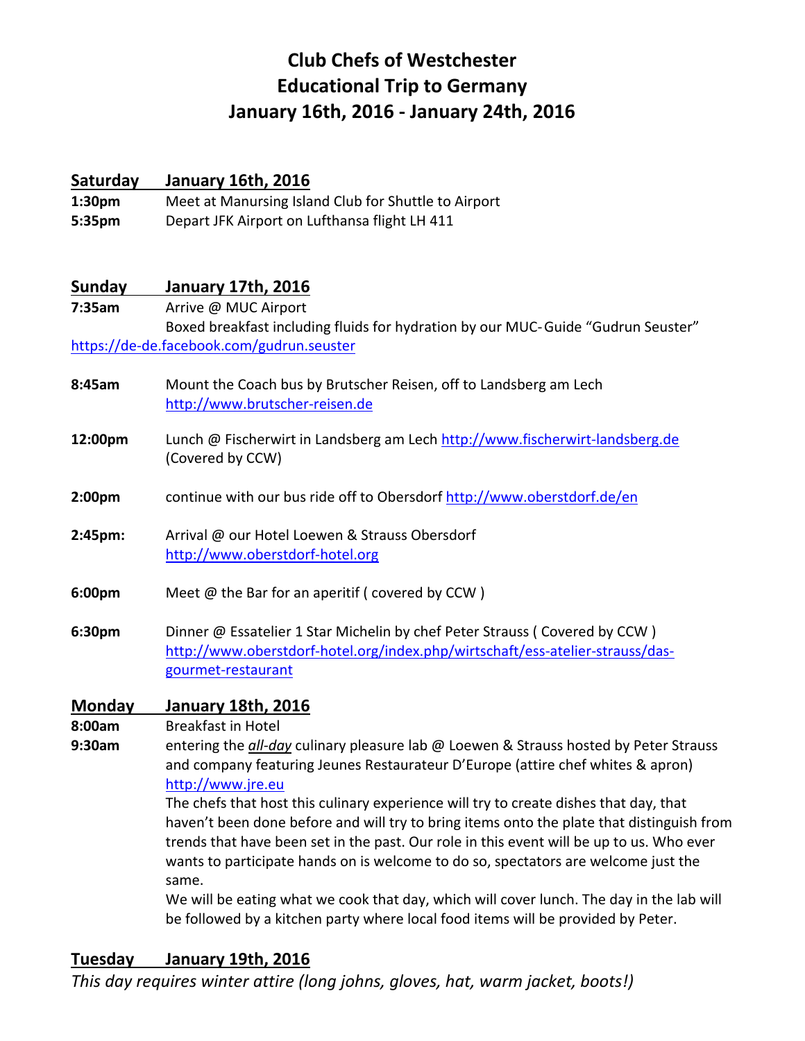# Club Chefs of Westchester
# Educational Trip to Germany
# January 16th, 2016 - January 24th, 2016

## Saturday January 16th, 2016

**1:30pm** Meet at Manursing Island Club for Shuttle to Airport

**5:35pm** Depart JFK Airport on Lufthansa flight LH 411

## Sunday January 17th, 2016

**7:35am** Arrive @ MUC Airport
Boxed breakfast including fluids for hydration by our MUC-Guide "Gudrun Seuster"
https://de-de.facebook.com/gudrun.seuster

**8:45am** Mount the Coach bus by Brutscher Reisen, off to Landsberg am Lech
http://www.brutscher-reisen.de

**12:00pm** Lunch @ Fischerwirt in Landsberg am Lech http://www.fischerwirt-landsberg.de
(Covered by CCW)

**2:00pm** continue with our bus ride off to Obersdorf http://www.oberstdorf.de/en

**2:45pm:** Arrival @ our Hotel Loewen & Strauss Obersdorf
http://www.oberstdorf-hotel.org

**6:00pm** Meet @ the Bar for an aperitif ( covered by CCW )

**6:30pm** Dinner @ Essatelier 1 Star Michelin by chef Peter Strauss ( Covered by CCW )
http://www.oberstdorf-hotel.org/index.php/wirtschaft/ess-atelier-strauss/das-gourmet-restaurant

## Monday January 18th, 2016

**8:00am** Breakfast in Hotel

**9:30am** entering the ***all-day*** culinary pleasure lab @ Loewen & Strauss hosted by Peter Strauss and company featuring Jeunes Restaurateur D'Europe (attire chef whites & apron)
http://www.jre.eu
The chefs that host this culinary experience will try to create dishes that day, that haven't been done before and will try to bring items onto the plate that distinguish from trends that have been set in the past. Our role in this event will be up to us. Who ever wants to participate hands on is welcome to do so, spectators are welcome just the same.
We will be eating what we cook that day, which will cover lunch. The day in the lab will be followed by a kitchen party where local food items will be provided by Peter.

## Tuesday January 19th, 2016

*This day requires winter attire (long johns, gloves, hat, warm jacket, boots!)*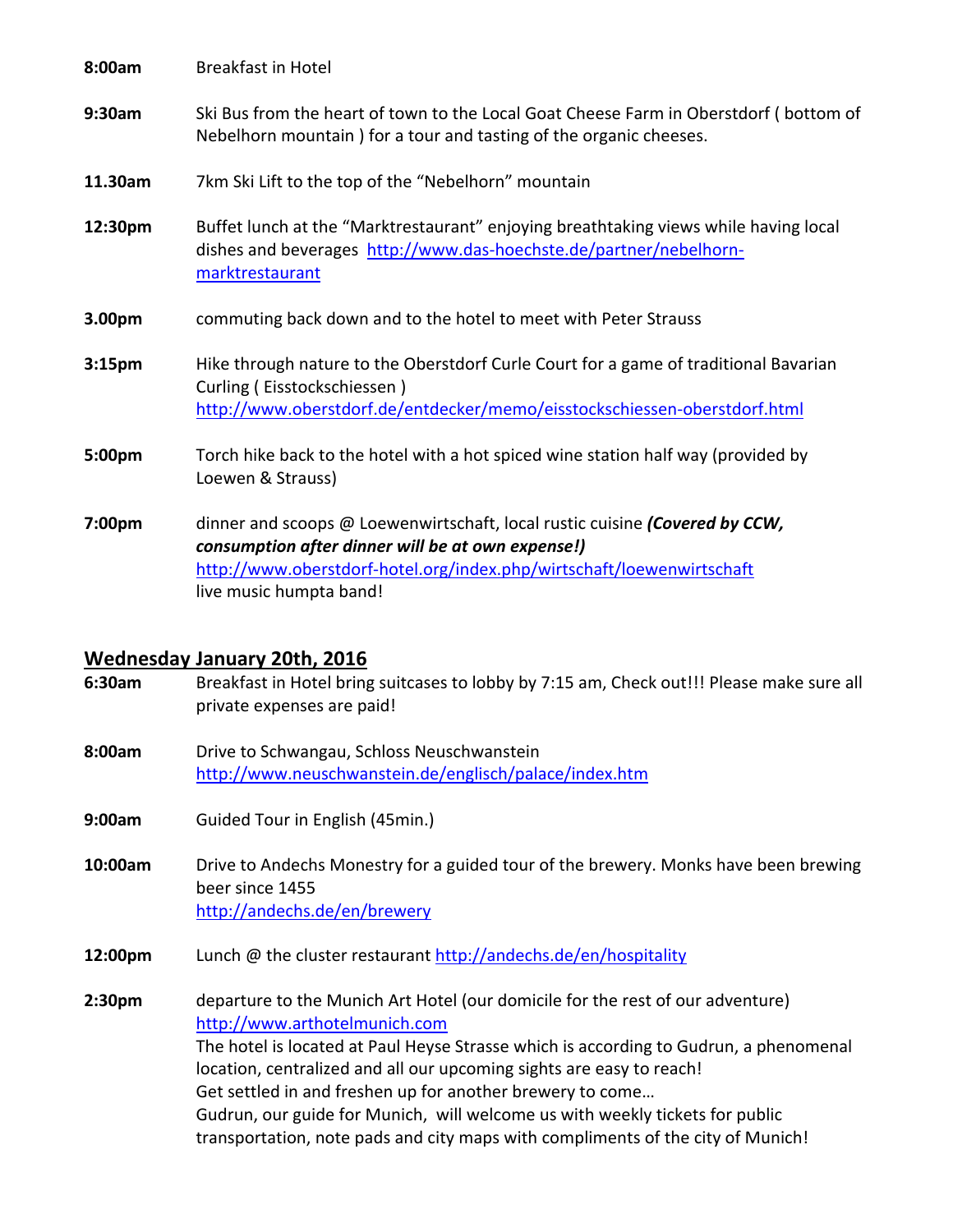**8:00am** Breakfast in Hotel

**9:30am** Ski Bus from the heart of town to the Local Goat Cheese Farm in Oberstdorf ( bottom of Nebelhorn mountain ) for a tour and tasting of the organic cheeses.

**11.30am** 7km Ski Lift to the top of the "Nebelhorn" mountain

**12:30pm** Buffet lunch at the "Marktrestaurant" enjoying breathtaking views while having local dishes and beverages http://www.das-hoechste.de/partner/nebelhorn-marktrestaurant

**3.00pm** commuting back down and to the hotel to meet with Peter Strauss

**3:15pm** Hike through nature to the Oberstdorf Curle Court for a game of traditional Bavarian Curling ( Eisstockschiessen ) http://www.oberstdorf.de/entdecker/memo/eisstockschiessen-oberstdorf.html

**5:00pm** Torch hike back to the hotel with a hot spiced wine station half way (provided by Loewen & Strauss)

**7:00pm** dinner and scoops @ Loewenwirtschaft, local rustic cuisine ***(Covered by CCW, consumption after dinner will be at own expense!)*** http://www.oberstdorf-hotel.org/index.php/wirtschaft/loewenwirtschaft live music humpta band!

## Wednesday January 20th, 2016

**6:30am** Breakfast in Hotel bring suitcases to lobby by 7:15 am, Check out!!! Please make sure all private expenses are paid!

**8:00am** Drive to Schwangau, Schloss Neuschwanstein http://www.neuschwanstein.de/englisch/palace/index.htm

**9:00am** Guided Tour in English (45min.)

**10:00am** Drive to Andechs Monestry for a guided tour of the brewery. Monks have been brewing beer since 1455 http://andechs.de/en/brewery

**12:00pm** Lunch @ the cluster restaurant http://andechs.de/en/hospitality

**2:30pm** departure to the Munich Art Hotel (our domicile for the rest of our adventure) http://www.arthotelmunich.com
The hotel is located at Paul Heyse Strasse which is according to Gudrun, a phenomenal location, centralized and all our upcoming sights are easy to reach!
Get settled in and freshen up for another brewery to come…
Gudrun, our guide for Munich, will welcome us with weekly tickets for public transportation, note pads and city maps with compliments of the city of Munich!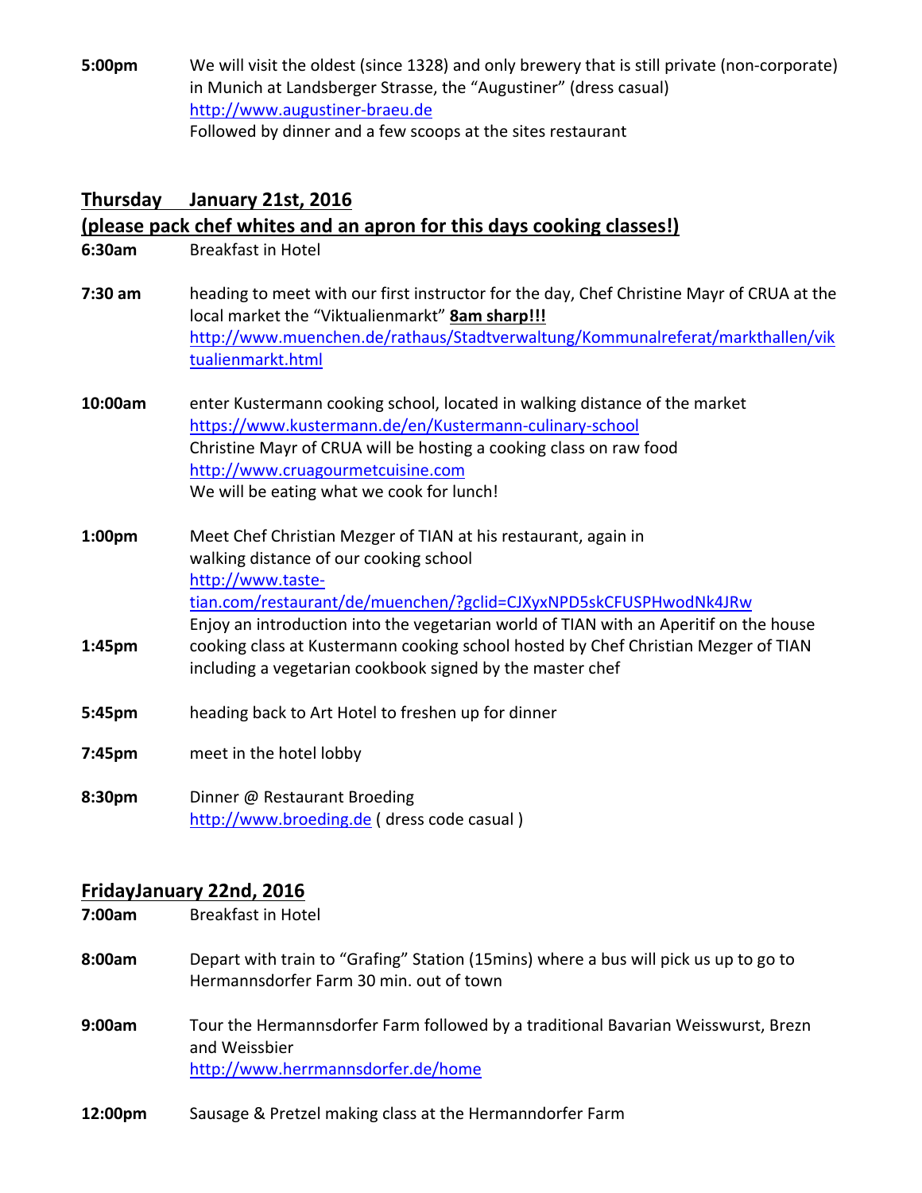**5:00pm** We will visit the oldest (since 1328) and only brewery that is still private (non-corporate) in Munich at Landsberger Strasse, the "Augustiner" (dress casual)
http://www.augustiner-braeu.de
Followed by dinner and a few scoops at the sites restaurant

## Thursday January 21st, 2016

## (please pack chef whites and an apron for this days cooking classes!)

**6:30am** Breakfast in Hotel

**7:30 am** heading to meet with our first instructor for the day, Chef Christine Mayr of CRUA at the local market the "Viktualienmarkt" **8am sharp!!!**
http://www.muenchen.de/rathaus/Stadtverwaltung/Kommunalreferat/markthallen/viktualienmarkt.html

**10:00am** enter Kustermann cooking school, located in walking distance of the market
https://www.kustermann.de/en/Kustermann-culinary-school
Christine Mayr of CRUA will be hosting a cooking class on raw food
http://www.cruagourmetcuisine.com
We will be eating what we cook for lunch!

**1:00pm** Meet Chef Christian Mezger of TIAN at his restaurant, again in walking distance of our cooking school
http://www.taste-tian.com/restaurant/de/muenchen/?gclid=CJXyxNPD5skCFUSPHwodNk4JRw
Enjoy an introduction into the vegetarian world of TIAN with an Aperitif on the house

**1:45pm** cooking class at Kustermann cooking school hosted by Chef Christian Mezger of TIAN including a vegetarian cookbook signed by the master chef

**5:45pm** heading back to Art Hotel to freshen up for dinner

**7:45pm** meet in the hotel lobby

**8:30pm** Dinner @ Restaurant Broeding
http://www.broeding.de ( dress code casual )

## FridayJanuary 22nd, 2016

**7:00am** Breakfast in Hotel

**8:00am** Depart with train to "Grafing" Station (15mins) where a bus will pick us up to go to Hermannsdorfer Farm 30 min. out of town

**9:00am** Tour the Hermannsdorfer Farm followed by a traditional Bavarian Weisswurst, Brezn and Weissbier
http://www.herrmannsdorfer.de/home

**12:00pm** Sausage & Pretzel making class at the Hermanndorfer Farm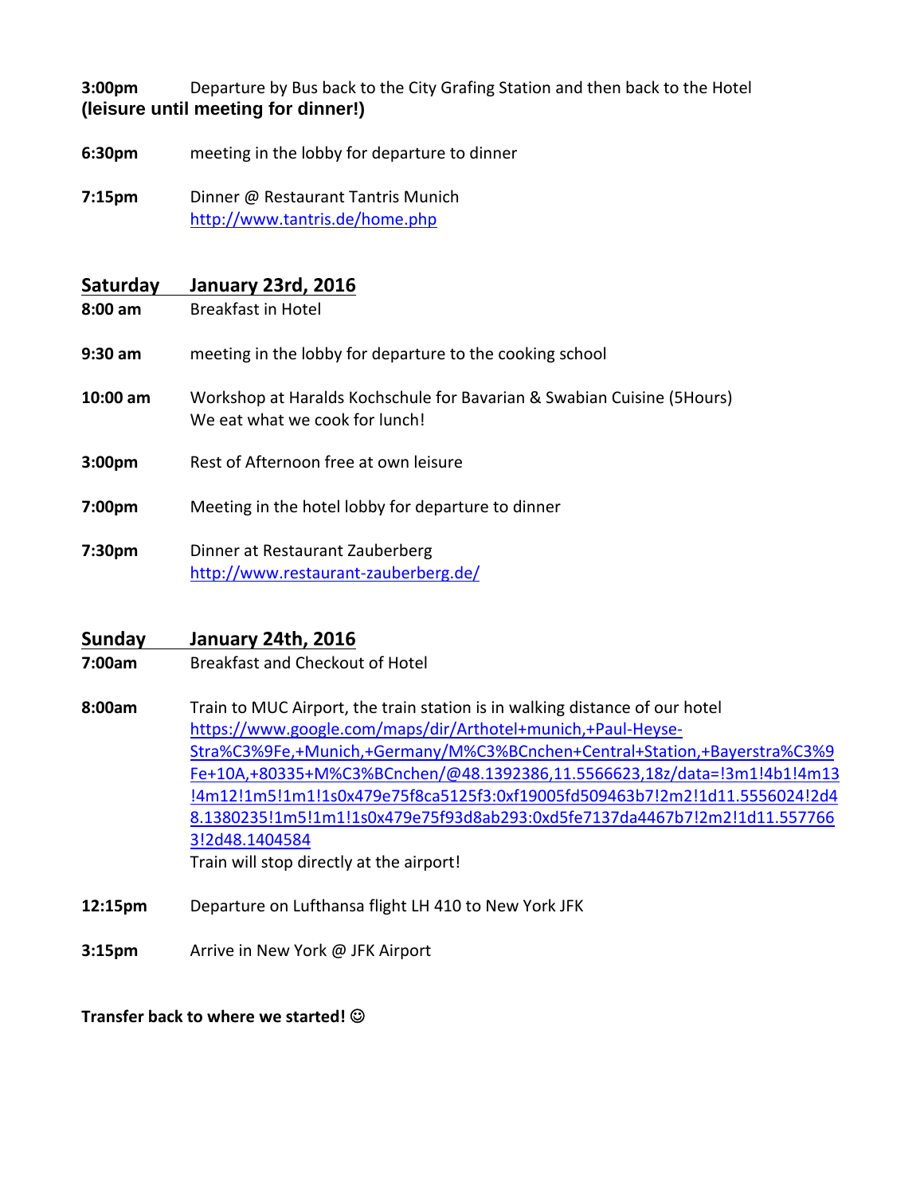**3:00pm** Departure by Bus back to the City Grafing Station and then back to the Hotel
**(leisure until meeting for dinner!)**

**6:30pm** meeting in the lobby for departure to dinner

**7:15pm** Dinner @ Restaurant Tantris Munich
http://www.tantris.de/home.php

## Saturday January 23rd, 2016

**8:00 am** Breakfast in Hotel

**9:30 am** meeting in the lobby for departure to the cooking school

**10:00 am** Workshop at Haralds Kochschule for Bavarian & Swabian Cuisine (5Hours)
We eat what we cook for lunch!

**3:00pm** Rest of Afternoon free at own leisure

**7:00pm** Meeting in the hotel lobby for departure to dinner

**7:30pm** Dinner at Restaurant Zauberberg
http://www.restaurant-zauberberg.de/

## Sunday January 24th, 2016

**7:00am** Breakfast and Checkout of Hotel

**8:00am** Train to MUC Airport, the train station is in walking distance of our hotel
https://www.google.com/maps/dir/Arthotel+munich,+Paul-Heyse-Stra%C3%9Fe,+Munich,+Germany/M%C3%BCnchen+Central+Station,+Bayerstra%C3%9Fe+10A,+80335+M%C3%BCnchen/@48.1392386,11.5566623,18z/data=!3m1!4b1!4m13!4m12!1m5!1m1!1s0x479e75f8ca5125f3:0xf19005fd509463b7!2m2!1d11.5556024!2d48.1380235!1m5!1m1!1s0x479e75f93d8ab293:0xd5fe7137da4467b7!2m2!1d11.5577663!2d48.1404584
Train will stop directly at the airport!

**12:15pm** Departure on Lufthansa flight LH 410 to New York JFK

**3:15pm** Arrive in New York @ JFK Airport

**Transfer back to where we started! ☺**